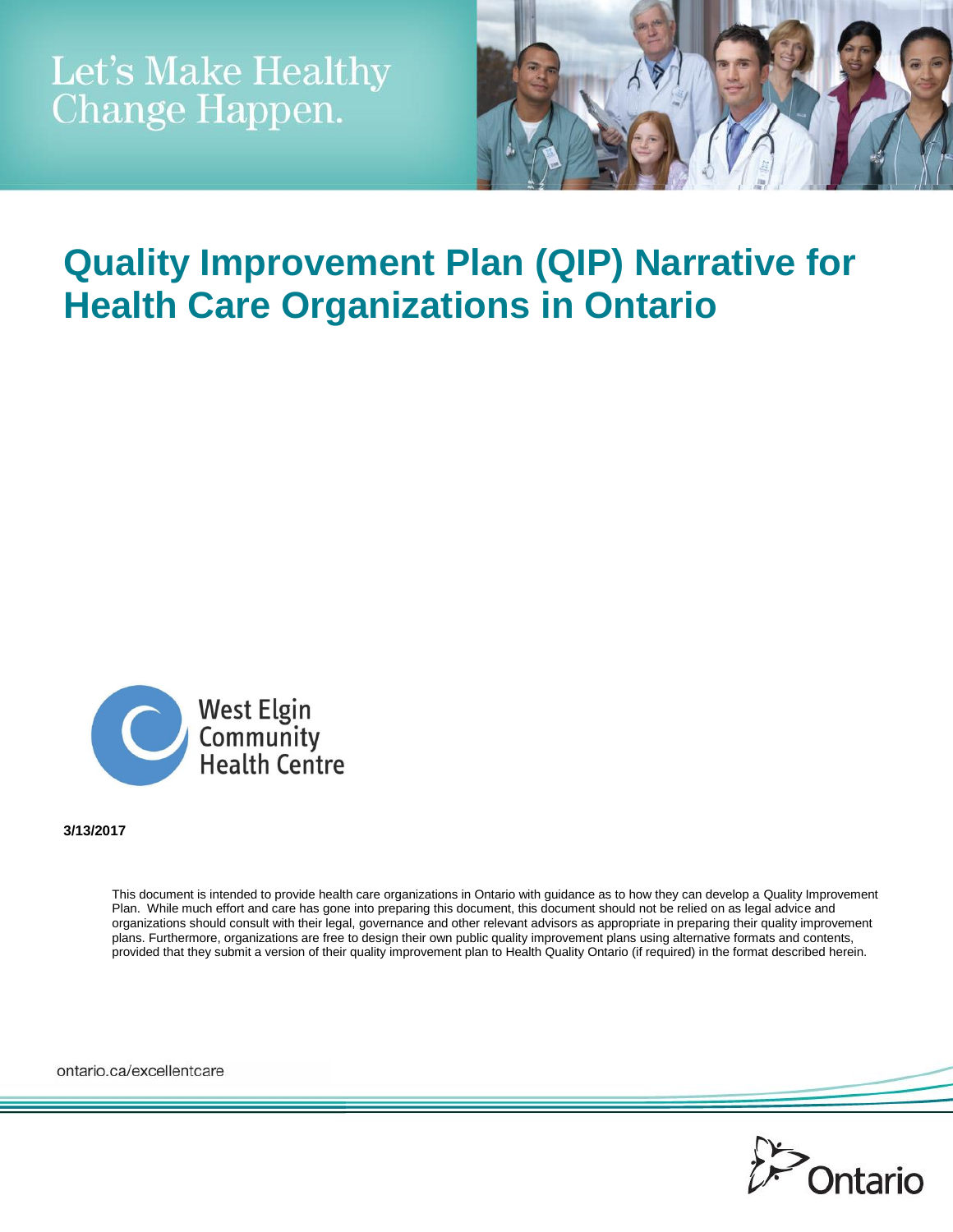Let's Make Healthy Change Happen.

# Quality Improvement Plan (QIP) Narrative for Health Care Organizations in Ontario

West Elgin Community Health Centre

**3/13/2017**

This document is intended to provide health care organizations in Ontario with guidance as to how they can develop a Quality Improvement Plan. While much effort and care has gone into preparing this document, this document should not be relied on as legal advice and organizations should consult with their legal, governance and other relevant advisors as appropriate in preparing their quality improvement plans. Furthermore, organizations are free to design their own public quality improvement plans using alternative formats and contents, provided that they submit a version of their quality improvement plan to Health Quality Ontario (if required) in the format described herein.

ontario.ca/excellentcare

Ontario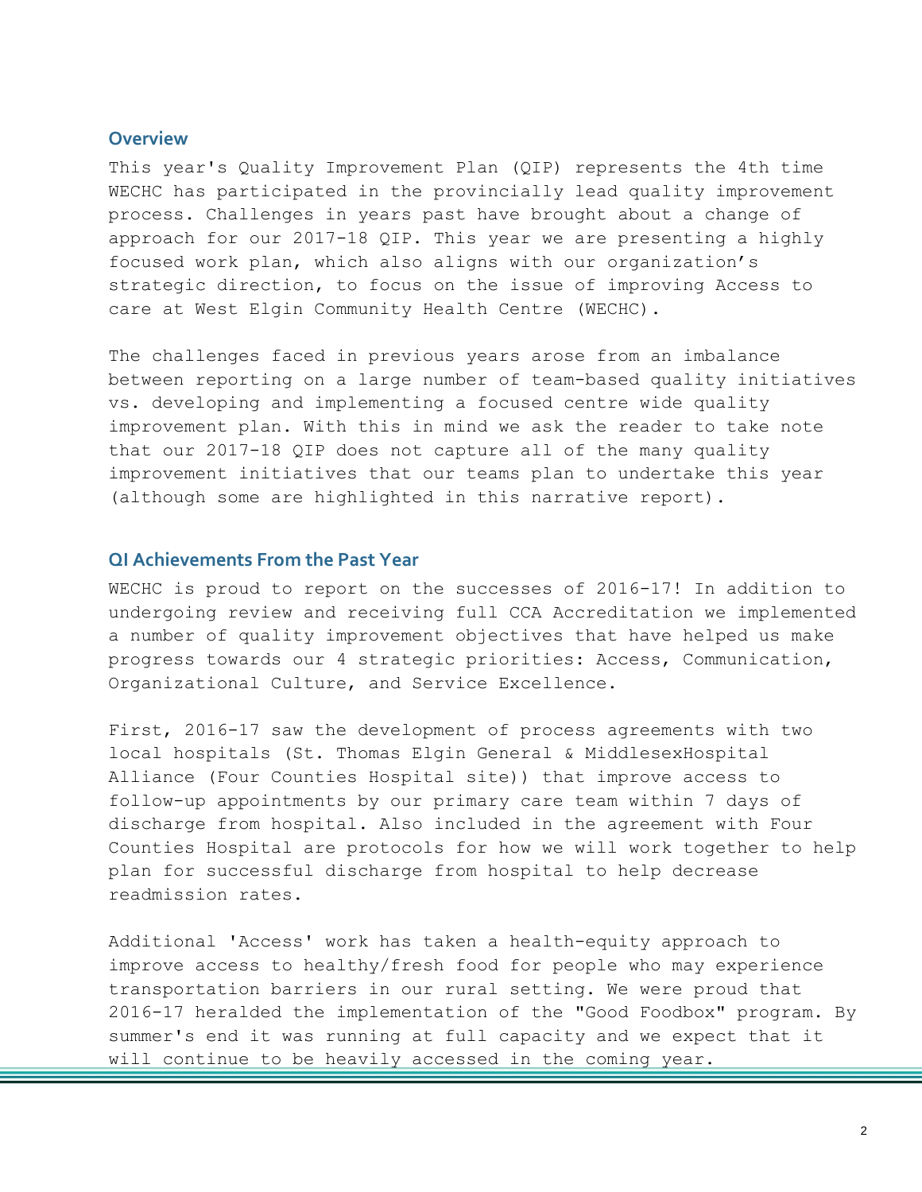## Overview

This year's Quality Improvement Plan (QIP) represents the 4th time WECHC has participated in the provincially lead quality improvement process. Challenges in years past have brought about a change of approach for our 2017-18 QIP. This year we are presenting a highly focused work plan, which also aligns with our organization's strategic direction, to focus on the issue of improving Access to care at West Elgin Community Health Centre (WECHC).

The challenges faced in previous years arose from an imbalance between reporting on a large number of team-based quality initiatives vs. developing and implementing a focused centre wide quality improvement plan. With this in mind we ask the reader to take note that our 2017-18 QIP does not capture all of the many quality improvement initiatives that our teams plan to undertake this year (although some are highlighted in this narrative report).

## QI Achievements From the Past Year

WECHC is proud to report on the successes of 2016-17! In addition to undergoing review and receiving full CCA Accreditation we implemented a number of quality improvement objectives that have helped us make progress towards our 4 strategic priorities: Access, Communication, Organizational Culture, and Service Excellence.

First, 2016-17 saw the development of process agreements with two local hospitals (St. Thomas Elgin General & MiddlesexHospital Alliance (Four Counties Hospital site)) that improve access to follow-up appointments by our primary care team within 7 days of discharge from hospital. Also included in the agreement with Four Counties Hospital are protocols for how we will work together to help plan for successful discharge from hospital to help decrease readmission rates.

Additional 'Access' work has taken a health-equity approach to improve access to healthy/fresh food for people who may experience transportation barriers in our rural setting. We were proud that 2016-17 heralded the implementation of the "Good Foodbox" program. By summer's end it was running at full capacity and we expect that it will continue to be heavily accessed in the coming year.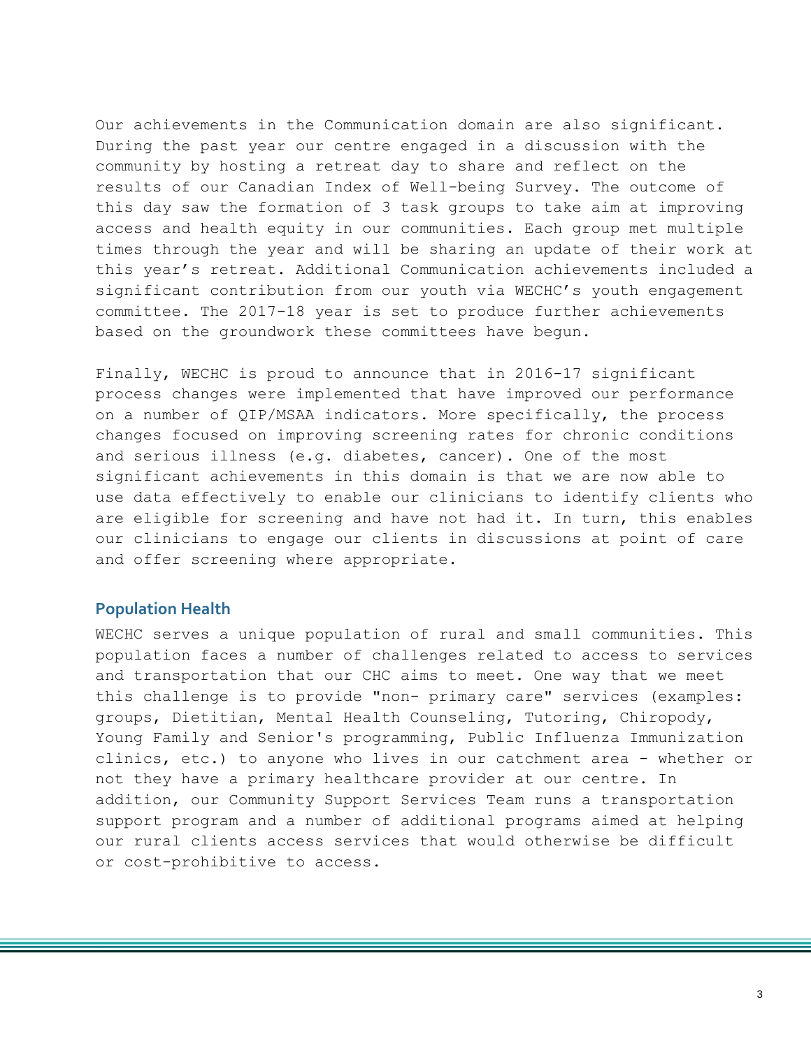Our achievements in the Communication domain are also significant. During the past year our centre engaged in a discussion with the community by hosting a retreat day to share and reflect on the results of our Canadian Index of Well-being Survey. The outcome of this day saw the formation of 3 task groups to take aim at improving access and health equity in our communities. Each group met multiple times through the year and will be sharing an update of their work at this year's retreat. Additional Communication achievements included a significant contribution from our youth via WECHC's youth engagement committee. The 2017-18 year is set to produce further achievements based on the groundwork these committees have begun.

Finally, WECHC is proud to announce that in 2016-17 significant process changes were implemented that have improved our performance on a number of QIP/MSAA indicators. More specifically, the process changes focused on improving screening rates for chronic conditions and serious illness (e.g. diabetes, cancer). One of the most significant achievements in this domain is that we are now able to use data effectively to enable our clinicians to identify clients who are eligible for screening and have not had it. In turn, this enables our clinicians to engage our clients in discussions at point of care and offer screening where appropriate.

## Population Health

WECHC serves a unique population of rural and small communities. This population faces a number of challenges related to access to services and transportation that our CHC aims to meet. One way that we meet this challenge is to provide "non- primary care" services (examples: groups, Dietitian, Mental Health Counseling, Tutoring, Chiropody, Young Family and Senior's programming, Public Influenza Immunization clinics, etc.) to anyone who lives in our catchment area - whether or not they have a primary healthcare provider at our centre. In addition, our Community Support Services Team runs a transportation support program and a number of additional programs aimed at helping our rural clients access services that would otherwise be difficult or cost-prohibitive to access.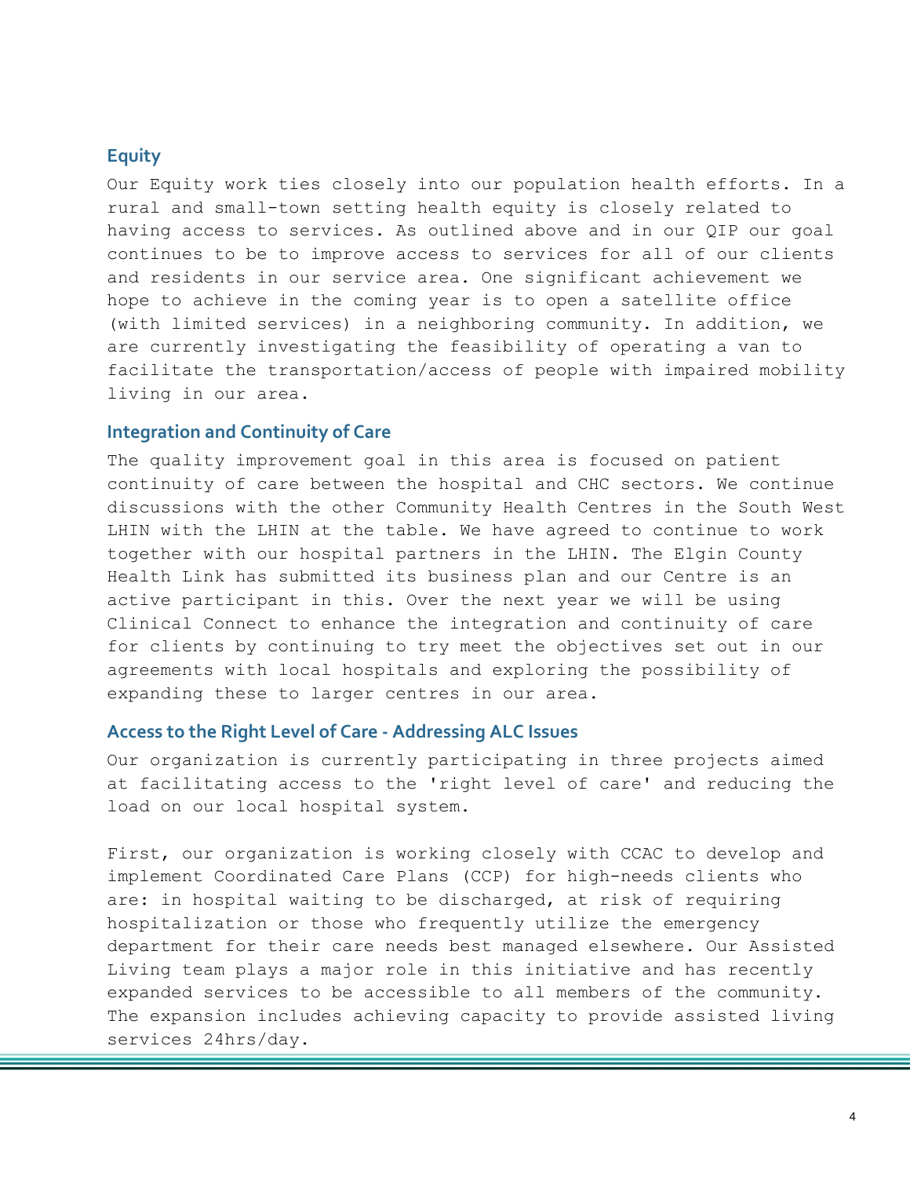## Equity

Our Equity work ties closely into our population health efforts. In a rural and small-town setting health equity is closely related to having access to services. As outlined above and in our QIP our goal continues to be to improve access to services for all of our clients and residents in our service area. One significant achievement we hope to achieve in the coming year is to open a satellite office (with limited services) in a neighboring community. In addition, we are currently investigating the feasibility of operating a van to facilitate the transportation/access of people with impaired mobility living in our area.

## Integration and Continuity of Care

The quality improvement goal in this area is focused on patient continuity of care between the hospital and CHC sectors. We continue discussions with the other Community Health Centres in the South West LHIN with the LHIN at the table. We have agreed to continue to work together with our hospital partners in the LHIN. The Elgin County Health Link has submitted its business plan and our Centre is an active participant in this. Over the next year we will be using Clinical Connect to enhance the integration and continuity of care for clients by continuing to try meet the objectives set out in our agreements with local hospitals and exploring the possibility of expanding these to larger centres in our area.

## Access to the Right Level of Care - Addressing ALC Issues

Our organization is currently participating in three projects aimed at facilitating access to the 'right level of care' and reducing the load on our local hospital system.

First, our organization is working closely with CCAC to develop and implement Coordinated Care Plans (CCP) for high-needs clients who are: in hospital waiting to be discharged, at risk of requiring hospitalization or those who frequently utilize the emergency department for their care needs best managed elsewhere. Our Assisted Living team plays a major role in this initiative and has recently expanded services to be accessible to all members of the community. The expansion includes achieving capacity to provide assisted living services 24hrs/day.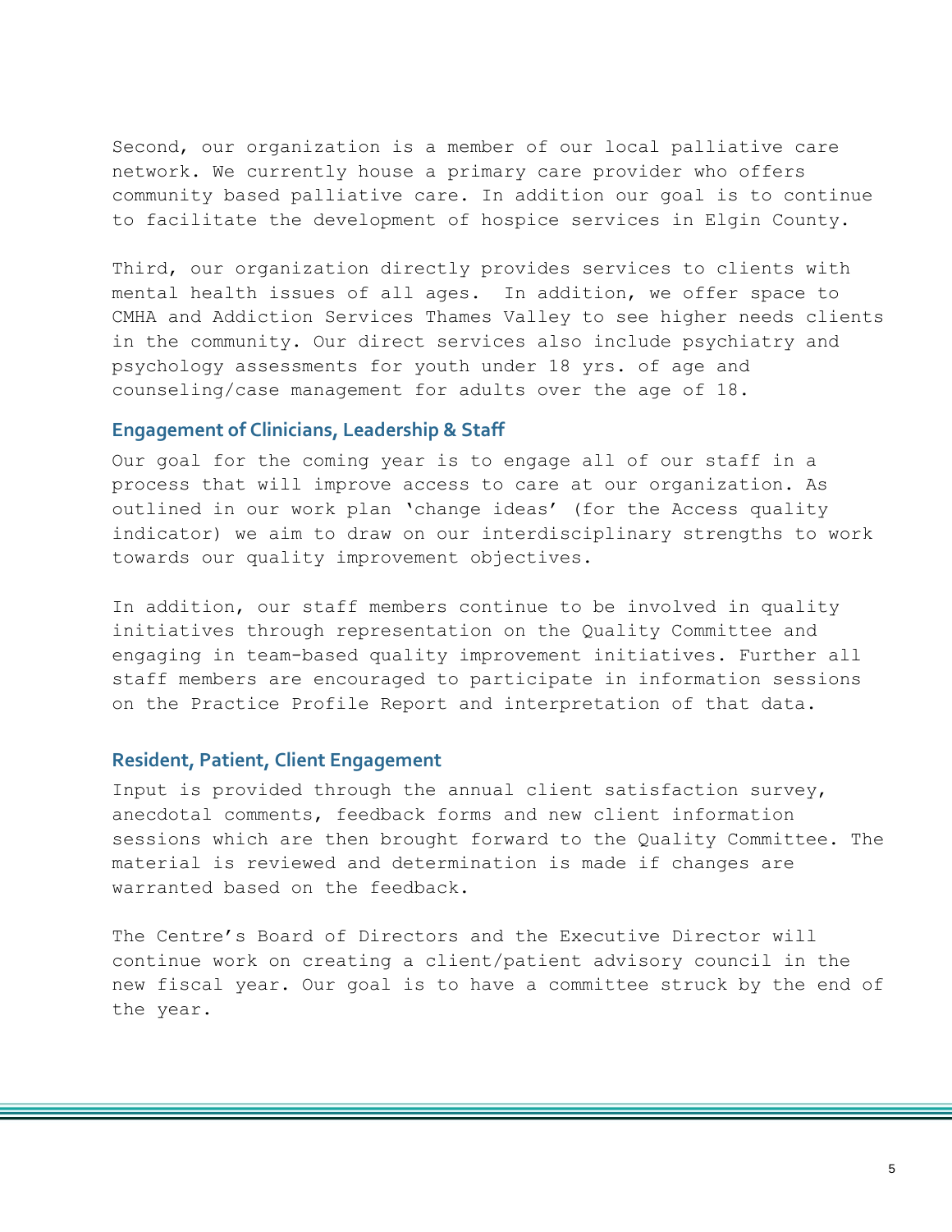Second, our organization is a member of our local palliative care network. We currently house a primary care provider who offers community based palliative care. In addition our goal is to continue to facilitate the development of hospice services in Elgin County.

Third, our organization directly provides services to clients with mental health issues of all ages. In addition, we offer space to CMHA and Addiction Services Thames Valley to see higher needs clients in the community. Our direct services also include psychiatry and psychology assessments for youth under 18 yrs. of age and counseling/case management for adults over the age of 18.

## Engagement of Clinicians, Leadership & Staff

Our goal for the coming year is to engage all of our staff in a process that will improve access to care at our organization. As outlined in our work plan 'change ideas' (for the Access quality indicator) we aim to draw on our interdisciplinary strengths to work towards our quality improvement objectives.

In addition, our staff members continue to be involved in quality initiatives through representation on the Quality Committee and engaging in team-based quality improvement initiatives. Further all staff members are encouraged to participate in information sessions on the Practice Profile Report and interpretation of that data.

## Resident, Patient, Client Engagement

Input is provided through the annual client satisfaction survey, anecdotal comments, feedback forms and new client information sessions which are then brought forward to the Quality Committee. The material is reviewed and determination is made if changes are warranted based on the feedback.

The Centre's Board of Directors and the Executive Director will continue work on creating a client/patient advisory council in the new fiscal year. Our goal is to have a committee struck by the end of the year.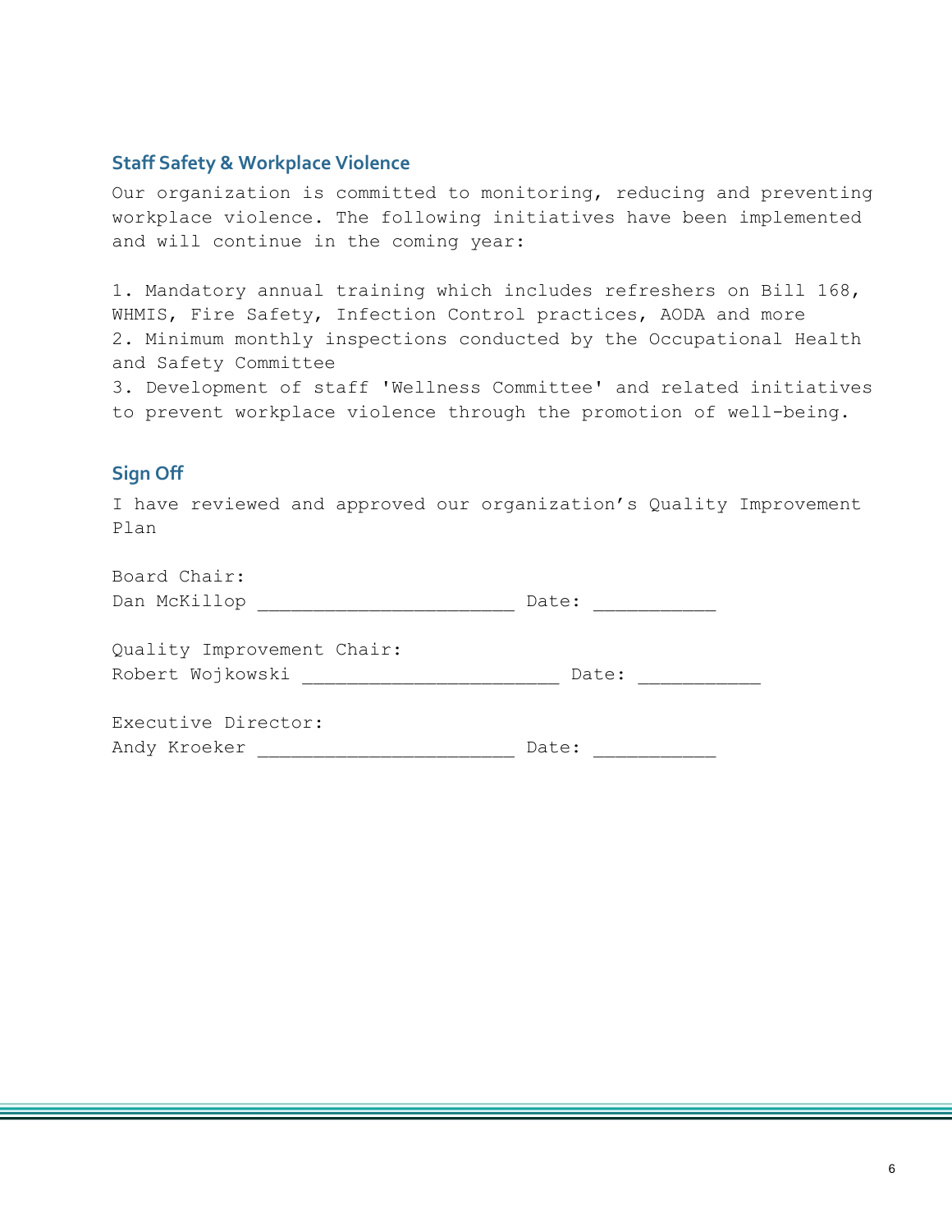## Staff Safety & Workplace Violence

Our organization is committed to monitoring, reducing and preventing workplace violence. The following initiatives have been implemented and will continue in the coming year:

1. Mandatory annual training which includes refreshers on Bill 168, WHMIS, Fire Safety, Infection Control practices, AODA and more
2. Minimum monthly inspections conducted by the Occupational Health and Safety Committee
3. Development of staff 'Wellness Committee' and related initiatives to prevent workplace violence through the promotion of well-being.

## Sign Off

I have reviewed and approved our organization's Quality Improvement Plan

Board Chair:
Dan McKillop _______________________ Date: ___________

Quality Improvement Chair:
Robert Wojkowski _______________________ Date: ___________

Executive Director:
Andy Kroeker _______________________ Date: ___________